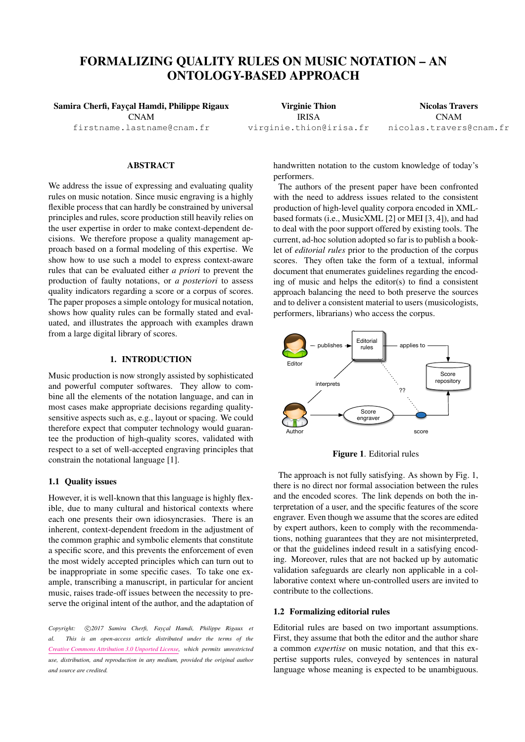# FORMALIZING QUALITY RULES ON MUSIC NOTATION – AN ONTOLOGY-BASED APPROACH

**Samira Cherfi, Fayçal Hamdi, Philippe Rigaux**
CNAM
firstname.lastname@cnam.fr

**Virginie Thion**
IRISA
virginie.thion@irisa.fr

**Nicolas Travers**
CNAM
nicolas.travers@cnam.fr

## ABSTRACT

We address the issue of expressing and evaluating quality rules on music notation. Since music engraving is a highly flexible process that can hardly be constrained by universal principles and rules, score production still heavily relies on the user expertise in order to make context-dependent decisions. We therefore propose a quality management approach based on a formal modeling of this expertise. We show how to use such a model to express context-aware rules that can be evaluated either *a priori* to prevent the production of faulty notations, or *a posteriori* to assess quality indicators regarding a score or a corpus of scores. The paper proposes a simple ontology for musical notation, shows how quality rules can be formally stated and evaluated, and illustrates the approach with examples drawn from a large digital library of scores.

## 1. INTRODUCTION

Music production is now strongly assisted by sophisticated and powerful computer softwares. They allow to combine all the elements of the notation language, and can in most cases make appropriate decisions regarding quality-sensitive aspects such as, e.g., layout or spacing. We could therefore expect that computer technology would guarantee the production of high-quality scores, validated with respect to a set of well-accepted engraving principles that constrain the notational language [1].

### 1.1 Quality issues

However, it is well-known that this language is highly flexible, due to many cultural and historical contexts where each one presents their own idiosyncrasies. There is an inherent, context-dependent freedom in the adjustment of the common graphic and symbolic elements that constitute a specific score, and this prevents the enforcement of even the most widely accepted principles which can turn out to be inappropriate in some specific cases. To take one example, transcribing a manuscript, in particular for ancient music, raises trade-off issues between the necessity to preserve the original intent of the author, and the adaptation of handwritten notation to the custom knowledge of today's performers.

The authors of the present paper have been confronted with the need to address issues related to the consistent production of high-level quality corpora encoded in XML-based formats (i.e., MusicXML [2] or MEI [3, 4]), and had to deal with the poor support offered by existing tools. The current, ad-hoc solution adopted so far is to publish a booklet of *editorial rules* prior to the production of the corpus scores. They often take the form of a textual, informal document that enumerates guidelines regarding the encoding of music and helps the editor(s) to find a consistent approach balancing the need to both preserve the sources and to deliver a consistent material to users (musicologists, performers, librarians) who access the corpus.

**Figure 1**. Editorial rules

The approach is not fully satisfying. As shown by Fig. 1, there is no direct nor formal association between the rules and the encoded scores. The link depends on both the interpretation of a user, and the specific features of the score engraver. Even though we assume that the scores are edited by expert authors, keen to comply with the recommendations, nothing guarantees that they are not misinterpreted, or that the guidelines indeed result in a satisfying encoding. Moreover, rules that are not backed up by automatic validation safeguards are clearly non applicable in a collaborative context where un-controlled users are invited to contribute to the collections.

### 1.2 Formalizing editorial rules

Editorial rules are based on two important assumptions. First, they assume that both the editor and the author share a common *expertise* on music notation, and that this expertise supports rules, conveyed by sentences in natural language whose meaning is expected to be unambiguous.

*Copyright: ©2017 Samira Cherfi, Fayçal Hamdi, Philippe Rigaux et al. This is an open-access article distributed under the terms of the Creative Commons Attribution 3.0 Unported License, which permits unrestricted use, distribution, and reproduction in any medium, provided the original author and source are credited.*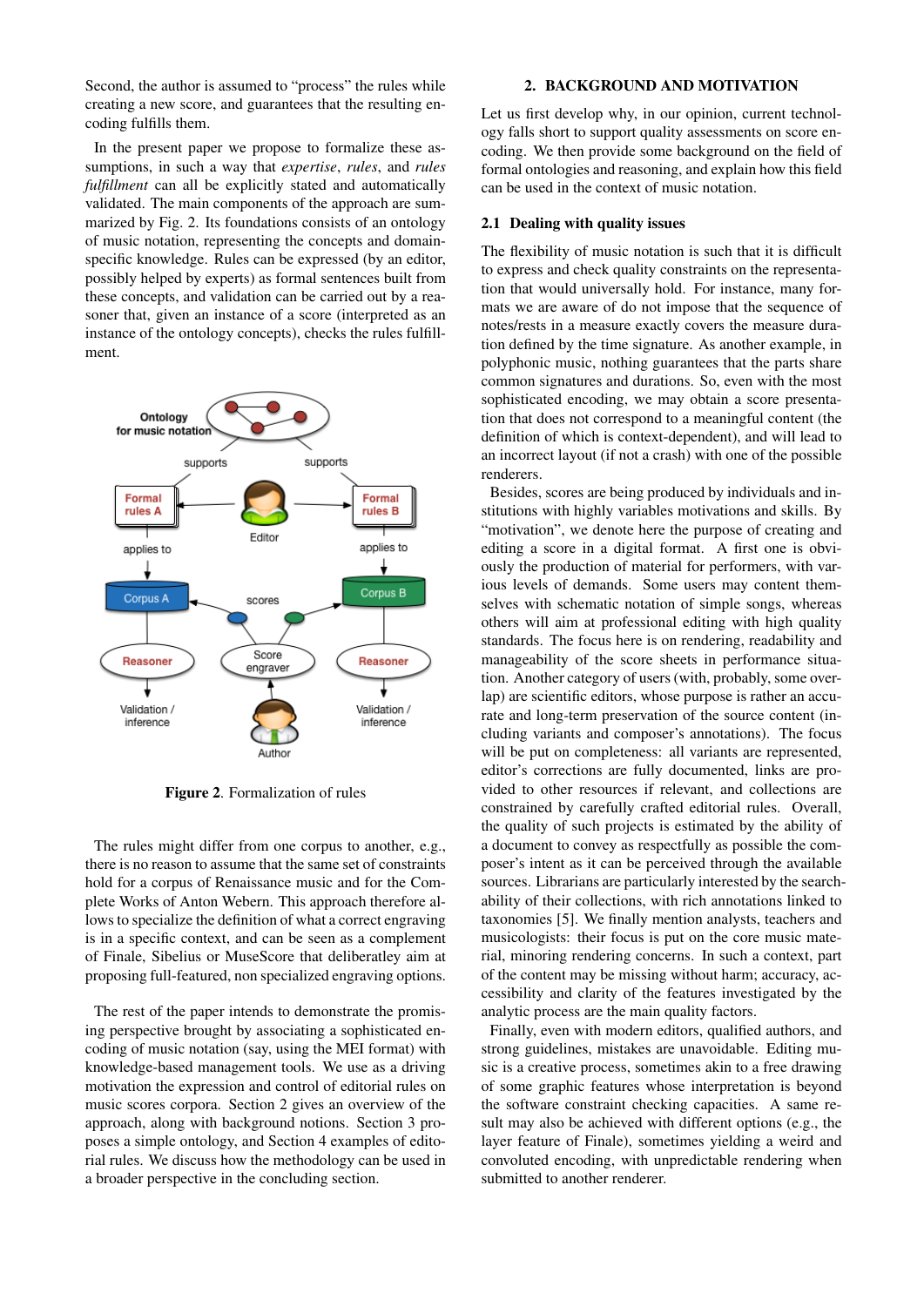Second, the author is assumed to "process" the rules while creating a new score, and guarantees that the resulting encoding fulfills them.

In the present paper we propose to formalize these assumptions, in such a way that *expertise*, *rules*, and *rules fulfillment* can all be explicitly stated and automatically validated. The main components of the approach are summarized by Fig. 2. Its foundations consists of an ontology of music notation, representing the concepts and domain-specific knowledge. Rules can be expressed (by an editor, possibly helped by experts) as formal sentences built from these concepts, and validation can be carried out by a reasoner that, given an instance of a score (interpreted as an instance of the ontology concepts), checks the rules fulfillment.

**Figure 2**. Formalization of rules

The rules might differ from one corpus to another, e.g., there is no reason to assume that the same set of constraints hold for a corpus of Renaissance music and for the Complete Works of Anton Webern. This approach therefore allows to specialize the definition of what a correct engraving is in a specific context, and can be seen as a complement of Finale, Sibelius or MuseScore that deliberatley aim at proposing full-featured, non specialized engraving options.

The rest of the paper intends to demonstrate the promising perspective brought by associating a sophisticated encoding of music notation (say, using the MEI format) with knowledge-based management tools. We use as a driving motivation the expression and control of editorial rules on music scores corpora. Section 2 gives an overview of the approach, along with background notions. Section 3 proposes a simple ontology, and Section 4 examples of editorial rules. We discuss how the methodology can be used in a broader perspective in the concluding section.

## 2. BACKGROUND AND MOTIVATION

Let us first develop why, in our opinion, current technology falls short to support quality assessments on score encoding. We then provide some background on the field of formal ontologies and reasoning, and explain how this field can be used in the context of music notation.

### 2.1 Dealing with quality issues

The flexibility of music notation is such that it is difficult to express and check quality constraints on the representation that would universally hold. For instance, many formats we are aware of do not impose that the sequence of notes/rests in a measure exactly covers the measure duration defined by the time signature. As another example, in polyphonic music, nothing guarantees that the parts share common signatures and durations. So, even with the most sophisticated encoding, we may obtain a score presentation that does not correspond to a meaningful content (the definition of which is context-dependent), and will lead to an incorrect layout (if not a crash) with one of the possible renderers.

Besides, scores are being produced by individuals and institutions with highly variables motivations and skills. By "motivation", we denote here the purpose of creating and editing a score in a digital format. A first one is obviously the production of material for performers, with various levels of demands. Some users may content themselves with schematic notation of simple songs, whereas others will aim at professional editing with high quality standards. The focus here is on rendering, readability and manageability of the score sheets in performance situation. Another category of users (with, probably, some overlap) are scientific editors, whose purpose is rather an accurate and long-term preservation of the source content (including variants and composer's annotations). The focus will be put on completeness: all variants are represented, editor's corrections are fully documented, links are provided to other resources if relevant, and collections are constrained by carefully crafted editorial rules. Overall, the quality of such projects is estimated by the ability of a document to convey as respectfully as possible the composer's intent as it can be perceived through the available sources. Librarians are particularly interested by the searchability of their collections, with rich annotations linked to taxonomies [5]. We finally mention analysts, teachers and musicologists: their focus is put on the core music material, minoring rendering concerns. In such a context, part of the content may be missing without harm; accuracy, accessibility and clarity of the features investigated by the analytic process are the main quality factors.

Finally, even with modern editors, qualified authors, and strong guidelines, mistakes are unavoidable. Editing music is a creative process, sometimes akin to a free drawing of some graphic features whose interpretation is beyond the software constraint checking capacities. A same result may also be achieved with different options (e.g., the layer feature of Finale), sometimes yielding a weird and convoluted encoding, with unpredictable rendering when submitted to another renderer.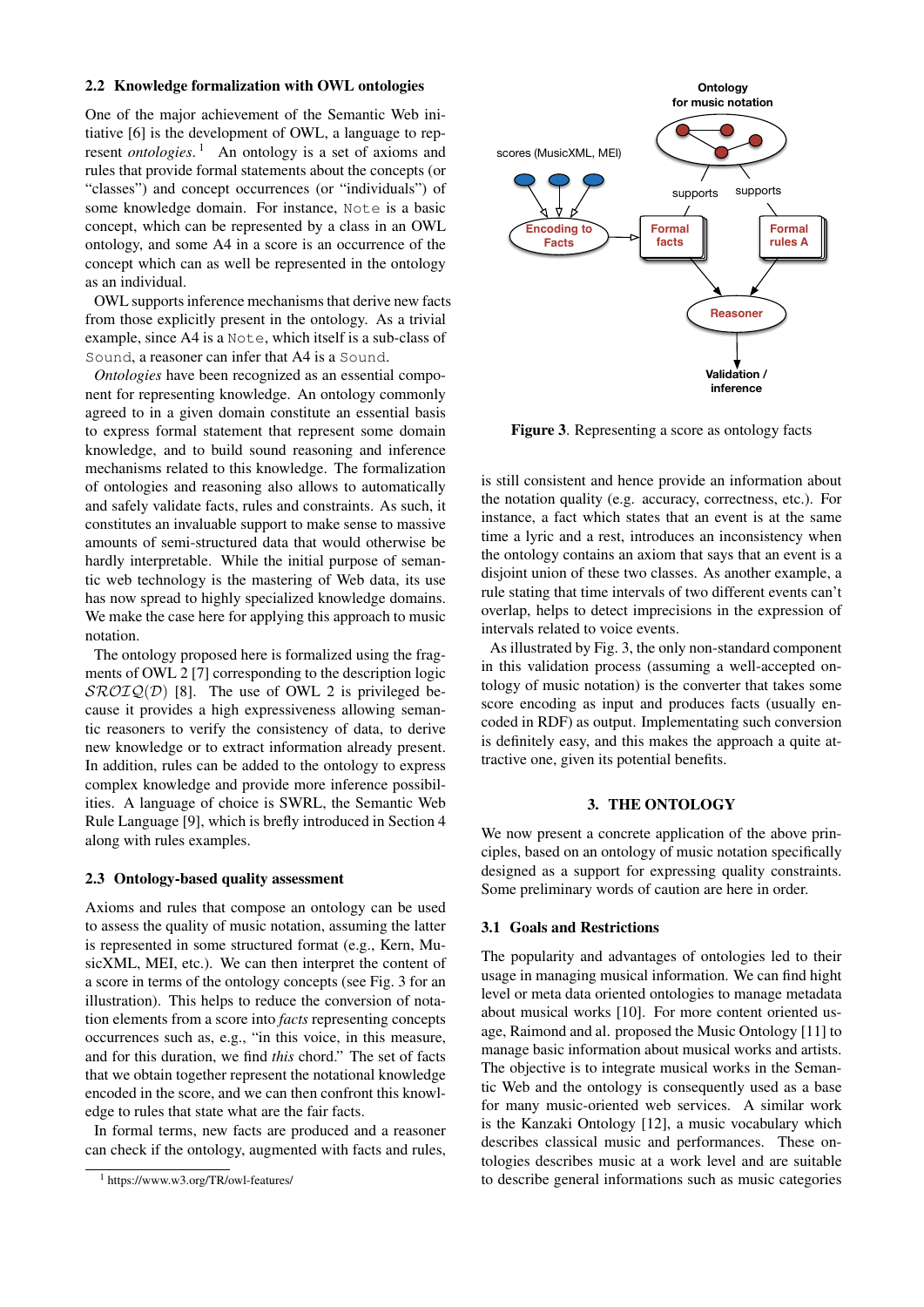### 2.2 Knowledge formalization with OWL ontologies

One of the major achievement of the Semantic Web initiative [6] is the development of OWL, a language to represent *ontologies*.[1] An ontology is a set of axioms and rules that provide formal statements about the concepts (or "classes") and concept occurrences (or "individuals") of some knowledge domain. For instance, Note is a basic concept, which can be represented by a class in an OWL ontology, and some A4 in a score is an occurrence of the concept which can as well be represented in the ontology as an individual.

OWL supports inference mechanisms that derive new facts from those explicitly present in the ontology. As a trivial example, since A4 is a Note, which itself is a sub-class of Sound, a reasoner can infer that A4 is a Sound.

*Ontologies* have been recognized as an essential component for representing knowledge. An ontology commonly agreed to in a given domain constitute an essential basis to express formal statement that represent some domain knowledge, and to build sound reasoning and inference mechanisms related to this knowledge. The formalization of ontologies and reasoning also allows to automatically and safely validate facts, rules and constraints. As such, it constitutes an invaluable support to make sense to massive amounts of semi-structured data that would otherwise be hardly interpretable. While the initial purpose of semantic web technology is the mastering of Web data, its use has now spread to highly specialized knowledge domains. We make the case here for applying this approach to music notation.

The ontology proposed here is formalized using the fragments of OWL 2 [7] corresponding to the description logic $\mathcal{SROIQ}(\mathcal{D})$ [8]. The use of OWL 2 is privileged because it provides a high expressiveness allowing semantic reasoners to verify the consistency of data, to derive new knowledge or to extract information already present. In addition, rules can be added to the ontology to express complex knowledge and provide more inference possibilities. A language of choice is SWRL, the Semantic Web Rule Language [9], which is brefly introduced in Section 4 along with rules examples.

### 2.3 Ontology-based quality assessment

Axioms and rules that compose an ontology can be used to assess the quality of music notation, assuming the latter is represented in some structured format (e.g., Kern, MusicXML, MEI, etc.). We can then interpret the content of a score in terms of the ontology concepts (see Fig. 3 for an illustration). This helps to reduce the conversion of notation elements from a score into *facts* representing concepts occurrences such as, e.g., "in this voice, in this measure, and for this duration, we find *this* chord." The set of facts that we obtain together represent the notational knowledge encoded in the score, and we can then confront this knowledge to rules that state what are the fair facts.

In formal terms, new facts are produced and a reasoner can check if the ontology, augmented with facts and rules, is still consistent and hence provide an information about the notation quality (e.g. accuracy, correctness, etc.). For instance, a fact which states that an event is at the same time a lyric and a rest, introduces an inconsistency when the ontology contains an axiom that says that an event is a disjoint union of these two classes. As another example, a rule stating that time intervals of two different events can't overlap, helps to detect imprecisions in the expression of intervals related to voice events.

As illustrated by Fig. 3, the only non-standard component in this validation process (assuming a well-accepted ontology of music notation) is the converter that takes some score encoding as input and produces facts (usually encoded in RDF) as output. Implementating such conversion is definitely easy, and this makes the approach a quite attractive one, given its potential benefits.

**Figure 3**. Representing a score as ontology facts

## 3. THE ONTOLOGY

We now present a concrete application of the above principles, based on an ontology of music notation specifically designed as a support for expressing quality constraints. Some preliminary words of caution are here in order.

### 3.1 Goals and Restrictions

The popularity and advantages of ontologies led to their usage in managing musical information. We can find hight level or meta data oriented ontologies to manage metadata about musical works [10]. For more content oriented usage, Raimond and al. proposed the Music Ontology [11] to manage basic information about musical works and artists. The objective is to integrate musical works in the Semantic Web and the ontology is consequently used as a base for many music-oriented web services. A similar work is the Kanzaki Ontology [12], a music vocabulary which describes classical music and performances. These ontologies describes music at a work level and are suitable to describe general informations such as music categories

[1] https://www.w3.org/TR/owl-features/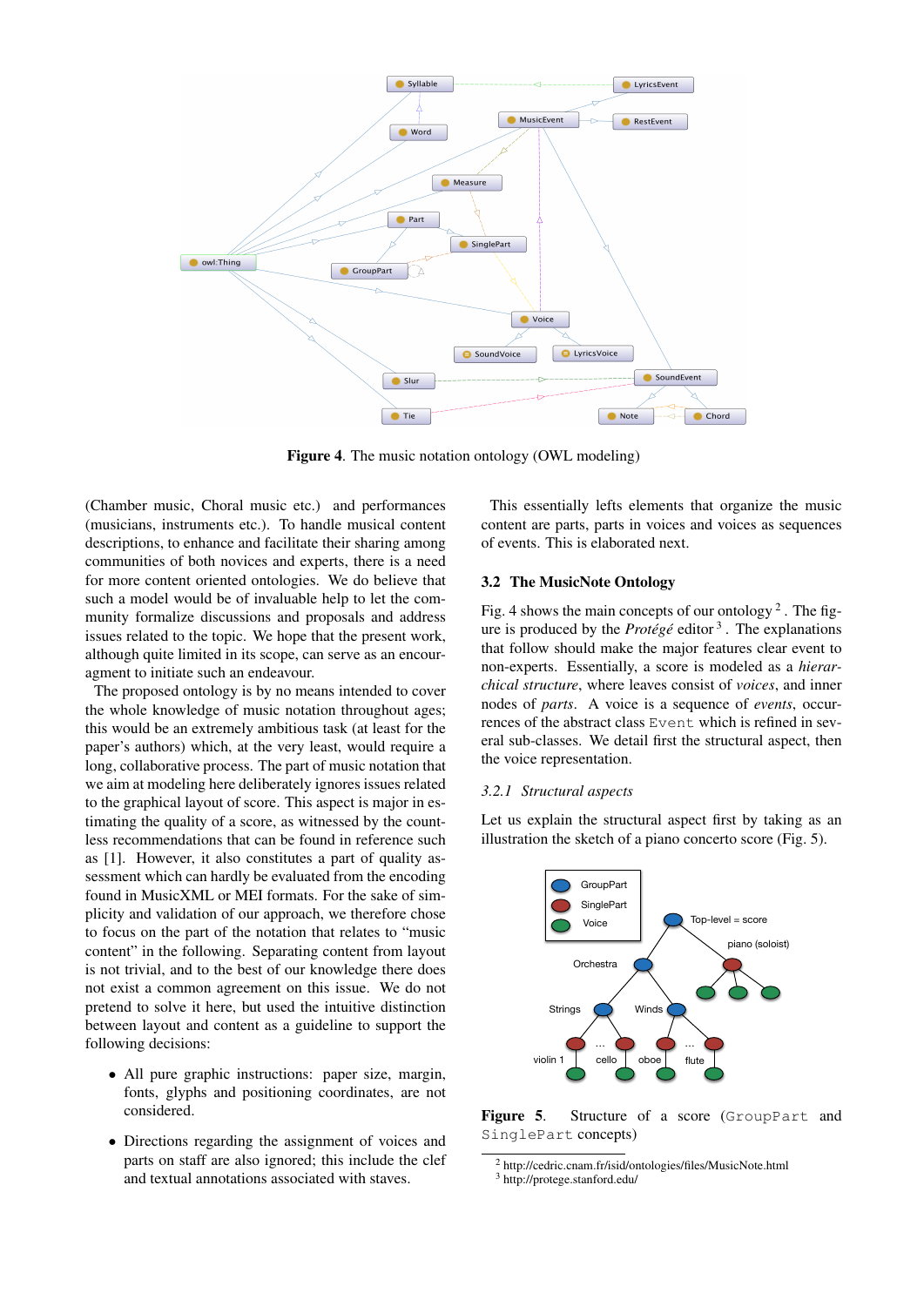**Figure 4**. The music notation ontology (OWL modeling)

(Chamber music, Choral music etc.) and performances (musicians, instruments etc.). To handle musical content descriptions, to enhance and facilitate their sharing among communities of both novices and experts, there is a need for more content oriented ontologies. We do believe that such a model would be of invaluable help to let the community formalize discussions and proposals and address issues related to the topic. We hope that the present work, although quite limited in its scope, can serve as an encouragement to initiate such an endeavour.

The proposed ontology is by no means intended to cover the whole knowledge of music notation throughout ages; this would be an extremely ambitious task (at least for the paper's authors) which, at the very least, would require a long, collaborative process. The part of music notation that we aim at modeling here deliberately ignores issues related to the graphical layout of score. This aspect is major in estimating the quality of a score, as witnessed by the countless recommendations that can be found in reference such as [1]. However, it also constitutes a part of quality assessment which can hardly be evaluated from the encoding found in MusicXML or MEI formats. For the sake of simplicity and validation of our approach, we therefore chose to focus on the part of the notation that relates to "music content" in the following. Separating content from layout is not trivial, and to the best of our knowledge there does not exist a common agreement on this issue. We do not pretend to solve it here, but used the intuitive distinction between layout and content as a guideline to support the following decisions:

- All pure graphic instructions: paper size, margin, fonts, glyphs and positioning coordinates, are not considered.
- Directions regarding the assignment of voices and parts on staff are also ignored; this include the clef and textual annotations associated with staves.

This essentially lefts elements that organize the music content are parts, parts in voices and voices as sequences of events. This is elaborated next.

### 3.2 The MusicNote Ontology

Fig. 4 shows the main concepts of our ontology [2]. The figure is produced by the *Protégé* editor [3]. The explanations that follow should make the major features clear event to non-experts. Essentially, a score is modeled as a *hierarchical structure*, where leaves consist of *voices*, and inner nodes of *parts*. A voice is a sequence of *events*, occurrences of the abstract class `Event` which is refined in several sub-classes. We detail first the structural aspect, then the voice representation.

#### 3.2.1 Structural aspects

Let us explain the structural aspect first by taking as an illustration the sketch of a piano concerto score (Fig. 5).

**Figure 5**. Structure of a score (`GroupPart` and `SinglePart` concepts)

[2] http://cedric.cnam.fr/isid/ontologies/files/MusicNote.html
[3] http://protege.stanford.edu/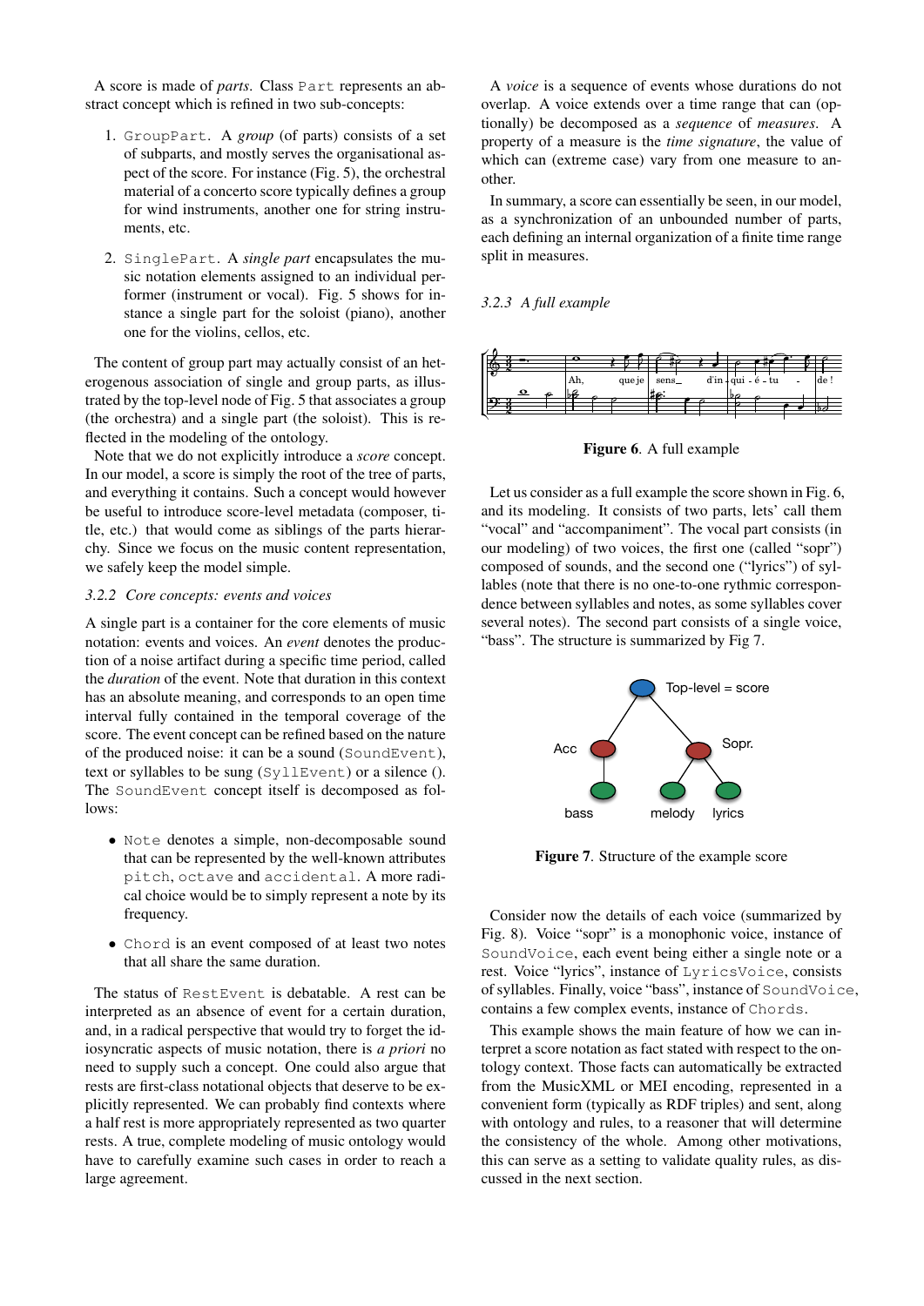A score is made of *parts*. Class `Part` represents an abstract concept which is refined in two sub-concepts:

1. `GroupPart`. A *group* (of parts) consists of a set of subparts, and mostly serves the organisational aspect of the score. For instance (Fig. 5), the orchestral material of a concerto score typically defines a group for wind instruments, another one for string instruments, etc.

2. `SinglePart`. A *single part* encapsulates the music notation elements assigned to an individual performer (instrument or vocal). Fig. 5 shows for instance a single part for the soloist (piano), another one for the violins, cellos, etc.

The content of group part may actually consist of an heterogenous association of single and group parts, as illustrated by the top-level node of Fig. 5 that associates a group (the orchestra) and a single part (the soloist). This is reflected in the modeling of the ontology.

Note that we do not explicitly introduce a *score* concept. In our model, a score is simply the root of the tree of parts, and everything it contains. Such a concept would however be useful to introduce score-level metadata (composer, title, etc.) that would come as siblings of the parts hierarchy. Since we focus on the music content representation, we safely keep the model simple.

### 3.2.2 Core concepts: events and voices

A single part is a container for the core elements of music notation: events and voices. An *event* denotes the production of a noise artifact during a specific time period, called the *duration* of the event. Note that duration in this context has an absolute meaning, and corresponds to an open time interval fully contained in the temporal coverage of the score. The event concept can be refined based on the nature of the produced noise: it can be a sound (`SoundEvent`), text or syllables to be sung (`SyllEvent`) or a silence (). The `SoundEvent` concept itself is decomposed as follows:

- `Note` denotes a simple, non-decomposable sound that can be represented by the well-known attributes `pitch`, `octave` and `accidental`. A more radical choice would be to simply represent a note by its frequency.

- `Chord` is an event composed of at least two notes that all share the same duration.

The status of `RestEvent` is debatable. A rest can be interpreted as an absence of event for a certain duration, and, in a radical perspective that would try to forget the idiosyncratic aspects of music notation, there is *a priori* no need to supply such a concept. One could also argue that rests are first-class notational objects that deserve to be explicitly represented. We can probably find contexts where a half rest is more appropriately represented as two quarter rests. A true, complete modeling of music ontology would have to carefully examine such cases in order to reach a large agreement.

A *voice* is a sequence of events whose durations do not overlap. A voice extends over a time range that can (optionally) be decomposed as a *sequence* of *measures*. A property of a measure is the *time signature*, the value of which can (extreme case) vary from one measure to another.

In summary, a score can essentially be seen, in our model, as a synchronization of an unbounded number of parts, each defining an internal organization of a finite time range split in measures.

### 3.2.3 A full example

**Figure 6**. A full example

Let us consider as a full example the score shown in Fig. 6, and its modeling. It consists of two parts, lets' call them "vocal" and "accompaniment". The vocal part consists (in our modeling) of two voices, the first one (called "sopr") composed of sounds, and the second one ("lyrics") of syllables (note that there is no one-to-one rythmic correspondence between syllables and notes, as some syllables cover several notes). The second part consists of a single voice, "bass". The structure is summarized by Fig 7.

**Figure 7**. Structure of the example score

Consider now the details of each voice (summarized by Fig. 8). Voice "sopr" is a monophonic voice, instance of `SoundVoice`, each event being either a single note or a rest. Voice "lyrics", instance of `LyricsVoice`, consists of syllables. Finally, voice "bass", instance of `SoundVoice`, contains a few complex events, instance of `Chords`.

This example shows the main feature of how we can interpret a score notation as fact stated with respect to the ontology context. Those facts can automatically be extracted from the MusicXML or MEI encoding, represented in a convenient form (typically as RDF triples) and sent, along with ontology and rules, to a reasoner that will determine the consistency of the whole. Among other motivations, this can serve as a setting to validate quality rules, as discussed in the next section.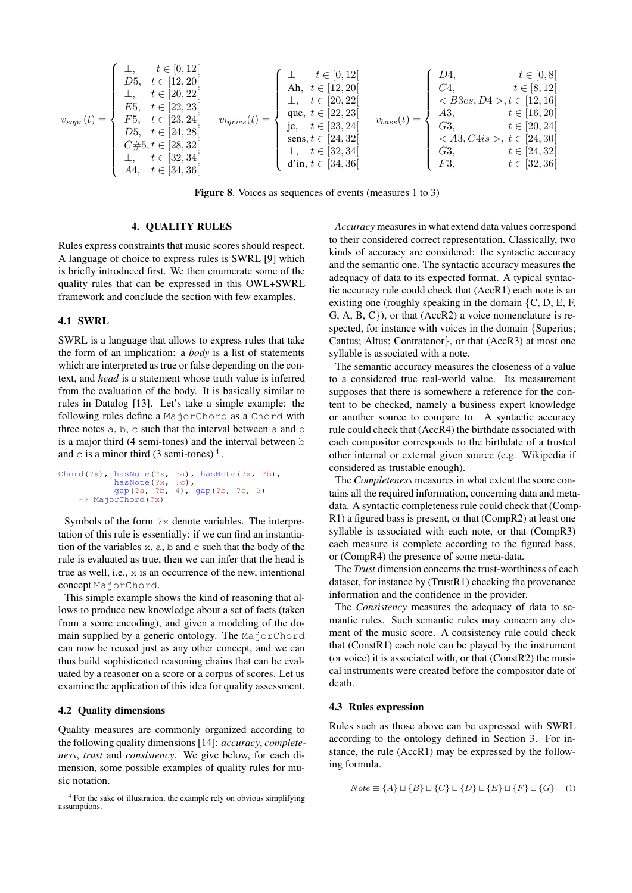$$
v_{sopr}(t) = \begin{cases} \perp, & t \in [0, 12[ \\ D5, & t \in [12, 20[ \\ \perp, & t \in [20, 22[ \\ E5, & t \in [22, 23[ \\ F5, & t \in [23, 24[ \\ D5, & t \in [24, 28[ \\ C\#5, & t \in [28, 32[ \\ \perp, & t \in [32, 34[ \\ A4, & t \in [34, 36[ \end{cases}
\quad
v_{lyrics}(t) = \begin{cases} \perp & t \in [0, 12[ \\ \text{Ah}, & t \in [12, 20[ \\ \perp, & t \in [20, 22[ \\ \text{que}, & t \in [22, 23[ \\ \text{je}, & t \in [23, 24[ \\ \text{sens}, & t \in [24, 32[ \\ \perp, & t \in [32, 34[ \\ \text{d'in}, & t \in [34, 36[ \end{cases}
\quad
v_{bass}(t) = \begin{cases} D4, & t \in [0, 8[ \\ C4, & t \in [8, 12[ \\ < B3es, D4 >, & t \in [12, 16[ \\ A3, & t \in [16, 20[ \\ G3, & t \in [20, 24[ \\ < A3, C4is >, & t \in [24, 30[ \\ G3, & t \in [24, 32[ \\ F3, & t \in [32, 36[ \end{cases}
$$

**Figure 8**. Voices as sequences of events (measures 1 to 3)

## 4. QUALITY RULES

Rules express constraints that music scores should respect. A language of choice to express rules is SWRL [9] which is briefly introduced first. We then enumerate some of the quality rules that can be expressed in this OWL+SWRL framework and conclude the section with few examples.

### 4.1 SWRL

SWRL is a language that allows to express rules that take the form of an implication: a *body* is a list of statements which are interpreted as true or false depending on the context, and *head* is a statement whose truth value is inferred from the evaluation of the body. It is basically similar to rules in Datalog [13]. Let's take a simple example: the following rules define a `MajorChord` as a `Chord` with three notes `a`, `b`, `c` such that the interval between `a` and `b` is a major third (4 semi-tones) and the interval between `b` and `c` is a minor third (3 semi-tones) [4].

```
Chord(?x), hasNote(?x, ?a), hasNote(?x, ?b),
           hasNote(?x, ?c),
           gap(?a, ?b, 4), gap(?b, ?c, 3)
    -> MajorChord(?x)
```

Symbols of the form `?x` denote variables. The interpretation of this rule is essentially: if we can find an instantiation of the variables `x`, `a`, `b` and `c` such that the body of the rule is evaluated as true, then we can infer that the head is true as well, i.e., `x` is an occurrence of the new, intentional concept `MajorChord`.

This simple example shows the kind of reasoning that allows to produce new knowledge about a set of facts (taken from a score encoding), and given a modeling of the domain supplied by a generic ontology. The `MajorChord` can now be reused just as any other concept, and we can thus build sophisticated reasoning chains that can be evaluated by a reasoner on a score or a corpus of scores. Let us examine the application of this idea for quality assessment.

### 4.2 Quality dimensions

Quality measures are commonly organized according to the following quality dimensions [14]: *accuracy*, *completeness*, *trust* and *consistency*. We give below, for each dimension, some possible examples of quality rules for music notation.

*Accuracy* measures in what extend data values correspond to their considered correct representation. Classically, two kinds of accuracy are considered: the syntactic accuracy and the semantic one. The syntactic accuracy measures the adequacy of data to its expected format. A typical syntactic accuracy rule could check that (AccR1) each note is an existing one (roughly speaking in the domain {C, D, E, F, G, A, B, C}), or that (AccR2) a voice nomenclature is respected, for instance with voices in the domain {Superius; Cantus; Altus; Contratenor}, or that (AccR3) at most one syllable is associated with a note.

The semantic accuracy measures the closeness of a value to a considered true real-world value. Its measurement supposes that there is somewhere a reference for the content to be checked, namely a business expert knowledge or another source to compare to. A syntactic accuracy rule could check that (AccR4) the birthdate associated with each compositor corresponds to the birthdate of a trusted other internal or external given source (e.g. Wikipedia if considered as trustable enough).

The *Completeness* measures in what extent the score contains all the required information, concerning data and metadata. A syntactic completeness rule could check that (CompR1) a figured bass is present, or that (CompR2) at least one syllable is associated with each note, or that (CompR3) each measure is complete according to the figured bass, or (CompR4) the presence of some meta-data.

The *Trust* dimension concerns the trust-worthiness of each dataset, for instance by (TrustR1) checking the provenance information and the confidence in the provider.

The *Consistency* measures the adequacy of data to semantic rules. Such semantic rules may concern any element of the music score. A consistency rule could check that (ConstR1) each note can be played by the instrument (or voice) it is associated with, or that (ConstR2) the musical instruments were created before the compositor date of death.

### 4.3 Rules expression

Rules such as those above can be expressed with SWRL according to the ontology defined in Section 3. For instance, the rule (AccR1) may be expressed by the following formula.

$$
Note \equiv \{A\} \sqcup \{B\} \sqcup \{C\} \sqcup \{D\} \sqcup \{E\} \sqcup \{F\} \sqcup \{G\} \quad (1)
$$

[4] For the sake of illustration, the example rely on obvious simplifying assumptions.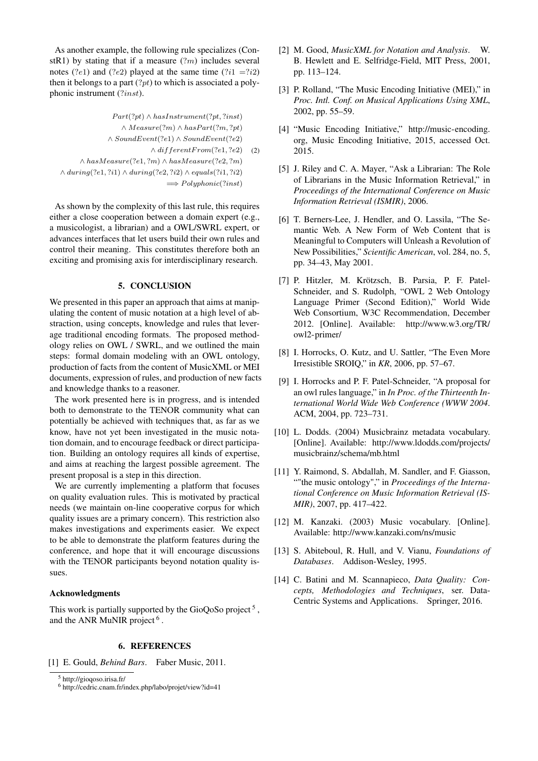As another example, the following rule specializes (ConstR1) by stating that if a measure ($?m$) includes several notes ($?e1$) and ($?e2$) played at the same time ($?i1 = ?i2$) then it belongs to a part ($?pt$) to which is associated a polyphonic instrument ($?inst$).

$$
\begin{aligned}
& Part(?pt) \wedge hasInstrument(?pt, ?inst) \\
& \wedge Measure(?m) \wedge hasPart(?m, ?pt) \\
& \wedge SoundEvent(?e1) \wedge SoundEvent(?e2) \\
& \wedge differentFrom(?e1, ?e2) \\
& \wedge hasMeasure(?e1, ?m) \wedge hasMeasure(?e2, ?m) \\
& \wedge during(?e1, ?i1) \wedge during(?e2, ?i2) \wedge equals(?i1, ?i2) \\
& \Longrightarrow Polyphonic(?inst)
\end{aligned}
\tag{2}
$$

As shown by the complexity of this last rule, this requires either a close cooperation between a domain expert (e.g., a musicologist, a librarian) and a OWL/SWRL expert, or advances interfaces that let users build their own rules and control their meaning. This constitutes therefore both an exciting and promising axis for interdisciplinary research.

## 5. CONCLUSION

We presented in this paper an approach that aims at manipulating the content of music notation at a high level of abstraction, using concepts, knowledge and rules that leverage traditional encoding formats. The proposed methodology relies on OWL / SWRL, and we outlined the main steps: formal domain modeling with an OWL ontology, production of facts from the content of MusicXML or MEI documents, expression of rules, and production of new facts and knowledge thanks to a reasoner.

The work presented here is in progress, and is intended both to demonstrate to the TENOR community what can potentially be achieved with techniques that, as far as we know, have not yet been investigated in the music notation domain, and to encourage feedback or direct participation. Building an ontology requires all kinds of expertise, and aims at reaching the largest possible agreement. The present proposal is a step in this direction.

We are currently implementing a platform that focuses on quality evaluation rules. This is motivated by practical needs (we maintain on-line cooperative corpus for which quality issues are a primary concern). This restriction also makes investigations and experiments easier. We expect to be able to demonstrate the platform features during the conference, and hope that it will encourage discussions with the TENOR participants beyond notation quality issues.

### Acknowledgments

This work is partially supported by the GioQoSo project [5], and the ANR MuNIR project [6].

## 6. REFERENCES

[1] E. Gould, *Behind Bars*. Faber Music, 2011.

[2] M. Good, *MusicXML for Notation and Analysis*. W. B. Hewlett and E. Selfridge-Field, MIT Press, 2001, pp. 113–124.

[3] P. Rolland, "The Music Encoding Initiative (MEI)," in *Proc. Intl. Conf. on Musical Applications Using XML*, 2002, pp. 55–59.

[4] "Music Encoding Initiative," http://music-encoding.org, Music Encoding Initiative, 2015, accessed Oct. 2015.

[5] J. Riley and C. A. Mayer, "Ask a Librarian: The Role of Librarians in the Music Information Retrieval," in *Proceedings of the International Conference on Music Information Retrieval (ISMIR)*, 2006.

[6] T. Berners-Lee, J. Hendler, and O. Lassila, "The Semantic Web. A New Form of Web Content that is Meaningful to Computers will Unleash a Revolution of New Possibilities," *Scientific American*, vol. 284, no. 5, pp. 34–43, May 2001.

[7] P. Hitzler, M. Krötzsch, B. Parsia, P. F. Patel-Schneider, and S. Rudolph, "OWL 2 Web Ontology Language Primer (Second Edition)," World Wide Web Consortium, W3C Recommendation, December 2012. [Online]. Available: http://www.w3.org/TR/owl2-primer/

[8] I. Horrocks, O. Kutz, and U. Sattler, "The Even More Irresistible SROIQ," in *KR*, 2006, pp. 57–67.

[9] I. Horrocks and P. F. Patel-Schneider, "A proposal for an owl rules language," in *In Proc. of the Thirteenth International World Wide Web Conference (WWW 2004*. ACM, 2004, pp. 723–731.

[10] L. Dodds. (2004) Musicbrainz metadata vocabulary. [Online]. Available: http://www.ldodds.com/projects/musicbrainz/schema/mb.html

[11] Y. Raimond, S. Abdallah, M. Sandler, and F. Giasson, ""the music ontology"," in *Proceedings of the International Conference on Music Information Retrieval (ISMIR)*, 2007, pp. 417–422.

[12] M. Kanzaki. (2003) Music vocabulary. [Online]. Available: http://www.kanzaki.com/ns/music

[13] S. Abiteboul, R. Hull, and V. Vianu, *Foundations of Databases*. Addison-Wesley, 1995.

[14] C. Batini and M. Scannapieco, *Data Quality: Concepts, Methodologies and Techniques*, ser. Data-Centric Systems and Applications. Springer, 2016.

[5] http://gioqoso.irisa.fr/

[6] http://cedric.cnam.fr/index.php/labo/projet/view?id=41